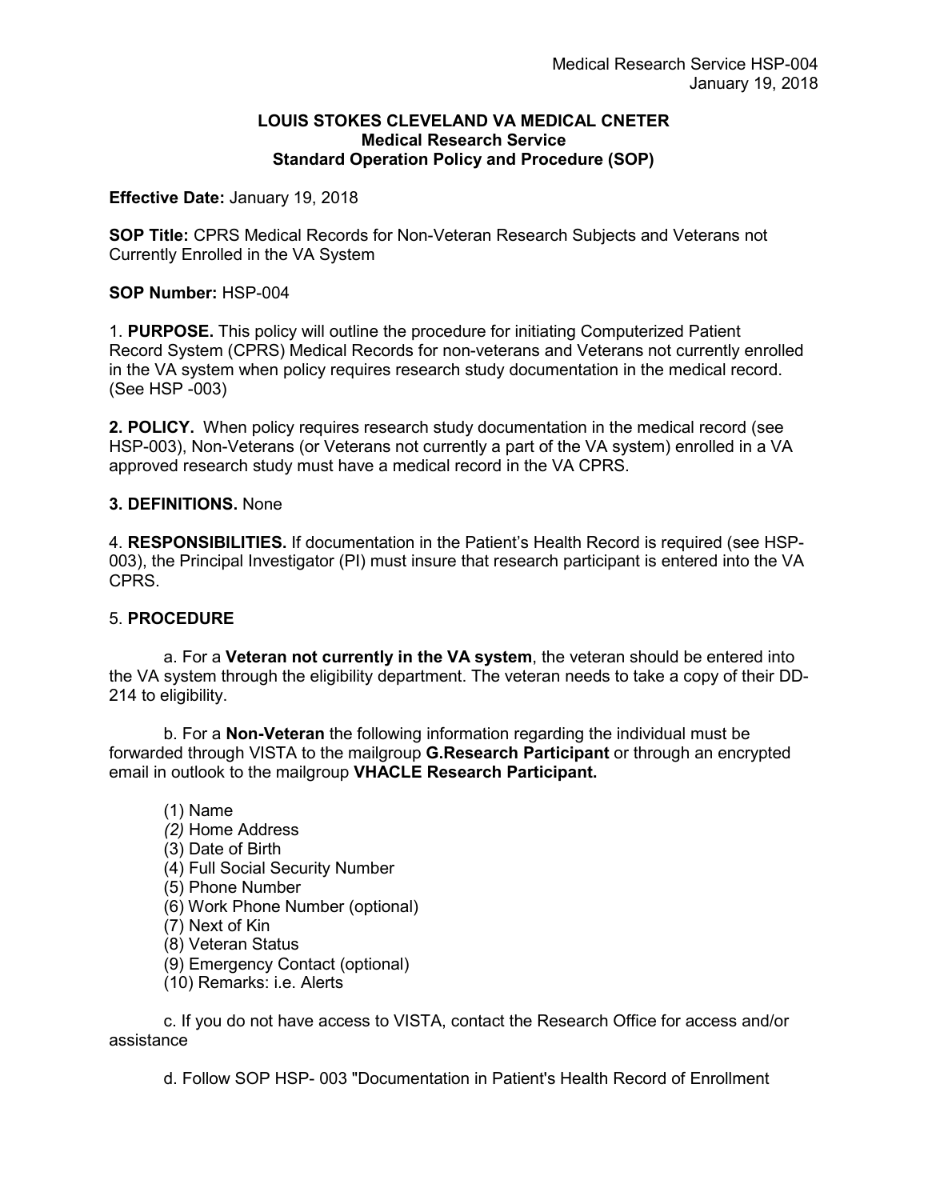**LOUIS STOKES CLEVELAND VA MEDICAL CNETER**
**Medical Research Service**
**Standard Operation Policy and Procedure (SOP)**

**Effective Date:** January 19, 2018

**SOP Title:** CPRS Medical Records for Non-Veteran Research Subjects and Veterans not Currently Enrolled in the VA System

**SOP Number:** HSP-004

1. **PURPOSE.** This policy will outline the procedure for initiating Computerized Patient Record System (CPRS) Medical Records for non-veterans and Veterans not currently enrolled in the VA system when policy requires research study documentation in the medical record. (See HSP -003)

**2. POLICY.** When policy requires research study documentation in the medical record (see HSP-003), Non-Veterans (or Veterans not currently a part of the VA system) enrolled in a VA approved research study must have a medical record in the VA CPRS.

**3. DEFINITIONS.** None

4. **RESPONSIBILITIES.** If documentation in the Patient's Health Record is required (see HSP-003), the Principal Investigator (PI) must insure that research participant is entered into the VA CPRS.

5. **PROCEDURE**

a. For a **Veteran not currently in the VA system**, the veteran should be entered into the VA system through the eligibility department. The veteran needs to take a copy of their DD-214 to eligibility.

b. For a **Non-Veteran** the following information regarding the individual must be forwarded through VISTA to the mailgroup **G.Research Participant** or through an encrypted email in outlook to the mailgroup **VHACLE Research Participant.**

(1) Name
*(2)* Home Address
(3) Date of Birth
(4) Full Social Security Number
(5) Phone Number
(6) Work Phone Number (optional)
(7) Next of Kin
(8) Veteran Status
(9) Emergency Contact (optional)
(10) Remarks: i.e. Alerts

c. If you do not have access to VISTA, contact the Research Office for access and/or assistance

d. Follow SOP HSP- 003 "Documentation in Patient's Health Record of Enrollment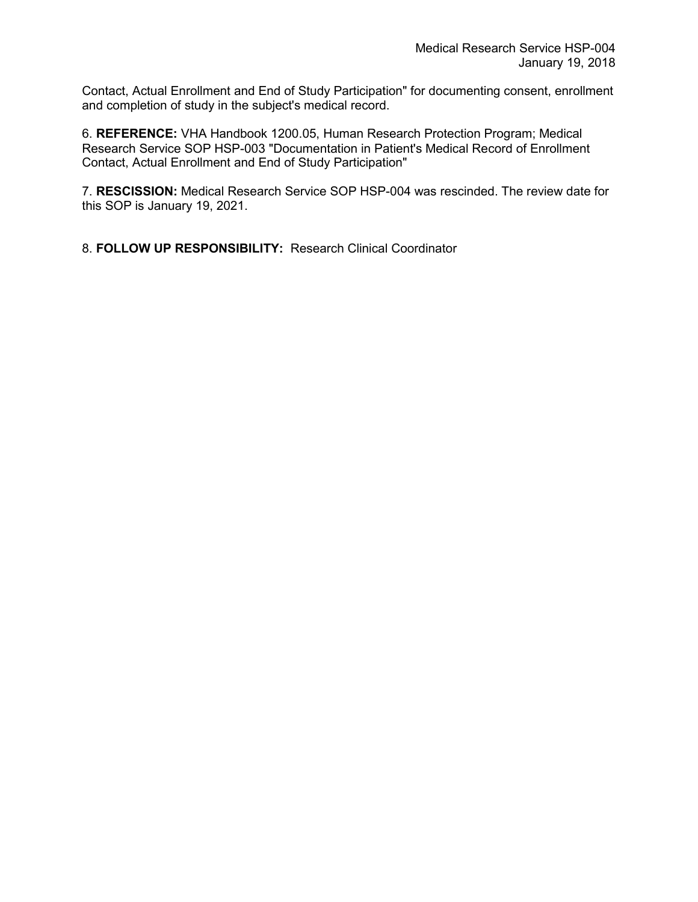Contact, Actual Enrollment and End of Study Participation" for documenting consent, enrollment and completion of study in the subject's medical record.

6. **REFERENCE:** VHA Handbook 1200.05, Human Research Protection Program; Medical Research Service SOP HSP-003 "Documentation in Patient's Medical Record of Enrollment Contact, Actual Enrollment and End of Study Participation"

7. **RESCISSION:** Medical Research Service SOP HSP-004 was rescinded. The review date for this SOP is January 19, 2021.

8. **FOLLOW UP RESPONSIBILITY:** Research Clinical Coordinator